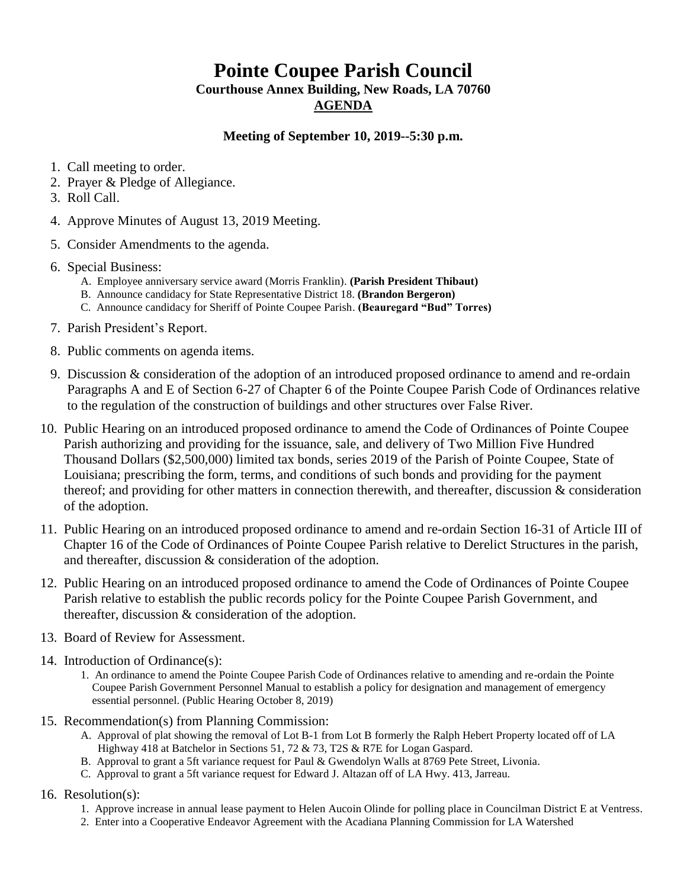# Pointe Coupee Parish Council

**Courthouse Annex Building, New Roads, LA 70760**

**AGENDA**

**Meeting of September 10, 2019--5:30 p.m.**

1. Call meeting to order.
2. Prayer & Pledge of Allegiance.
3. Roll Call.
4. Approve Minutes of August 13, 2019 Meeting.
5. Consider Amendments to the agenda.
6. Special Business:
   - A. Employee anniversary service award (Morris Franklin). **(Parish President Thibaut)**
   - B. Announce candidacy for State Representative District 18. **(Brandon Bergeron)**
   - C. Announce candidacy for Sheriff of Pointe Coupee Parish. **(Beauregard "Bud" Torres)**
7. Parish President's Report.
8. Public comments on agenda items.
9. Discussion & consideration of the adoption of an introduced proposed ordinance to amend and re-ordain Paragraphs A and E of Section 6-27 of Chapter 6 of the Pointe Coupee Parish Code of Ordinances relative to the regulation of the construction of buildings and other structures over False River.
10. Public Hearing on an introduced proposed ordinance to amend the Code of Ordinances of Pointe Coupee Parish authorizing and providing for the issuance, sale, and delivery of Two Million Five Hundred Thousand Dollars ($2,500,000) limited tax bonds, series 2019 of the Parish of Pointe Coupee, State of Louisiana; prescribing the form, terms, and conditions of such bonds and providing for the payment thereof; and providing for other matters in connection therewith, and thereafter, discussion & consideration of the adoption.
11. Public Hearing on an introduced proposed ordinance to amend and re-ordain Section 16-31 of Article III of Chapter 16 of the Code of Ordinances of Pointe Coupee Parish relative to Derelict Structures in the parish, and thereafter, discussion & consideration of the adoption.
12. Public Hearing on an introduced proposed ordinance to amend the Code of Ordinances of Pointe Coupee Parish relative to establish the public records policy for the Pointe Coupee Parish Government, and thereafter, discussion & consideration of the adoption.
13. Board of Review for Assessment.
14. Introduction of Ordinance(s):
    1. An ordinance to amend the Pointe Coupee Parish Code of Ordinances relative to amending and re-ordain the Pointe Coupee Parish Government Personnel Manual to establish a policy for designation and management of emergency essential personnel. (Public Hearing October 8, 2019)
15. Recommendation(s) from Planning Commission:
    - A. Approval of plat showing the removal of Lot B-1 from Lot B formerly the Ralph Hebert Property located off of LA Highway 418 at Batchelor in Sections 51, 72 & 73, T2S & R7E for Logan Gaspard.
    - B. Approval to grant a 5ft variance request for Paul & Gwendolyn Walls at 8769 Pete Street, Livonia.
    - C. Approval to grant a 5ft variance request for Edward J. Altazan off of LA Hwy. 413, Jarreau.
16. Resolution(s):
    1. Approve increase in annual lease payment to Helen Aucoin Olinde for polling place in Councilman District E at Ventress.
    2. Enter into a Cooperative Endeavor Agreement with the Acadiana Planning Commission for LA Watershed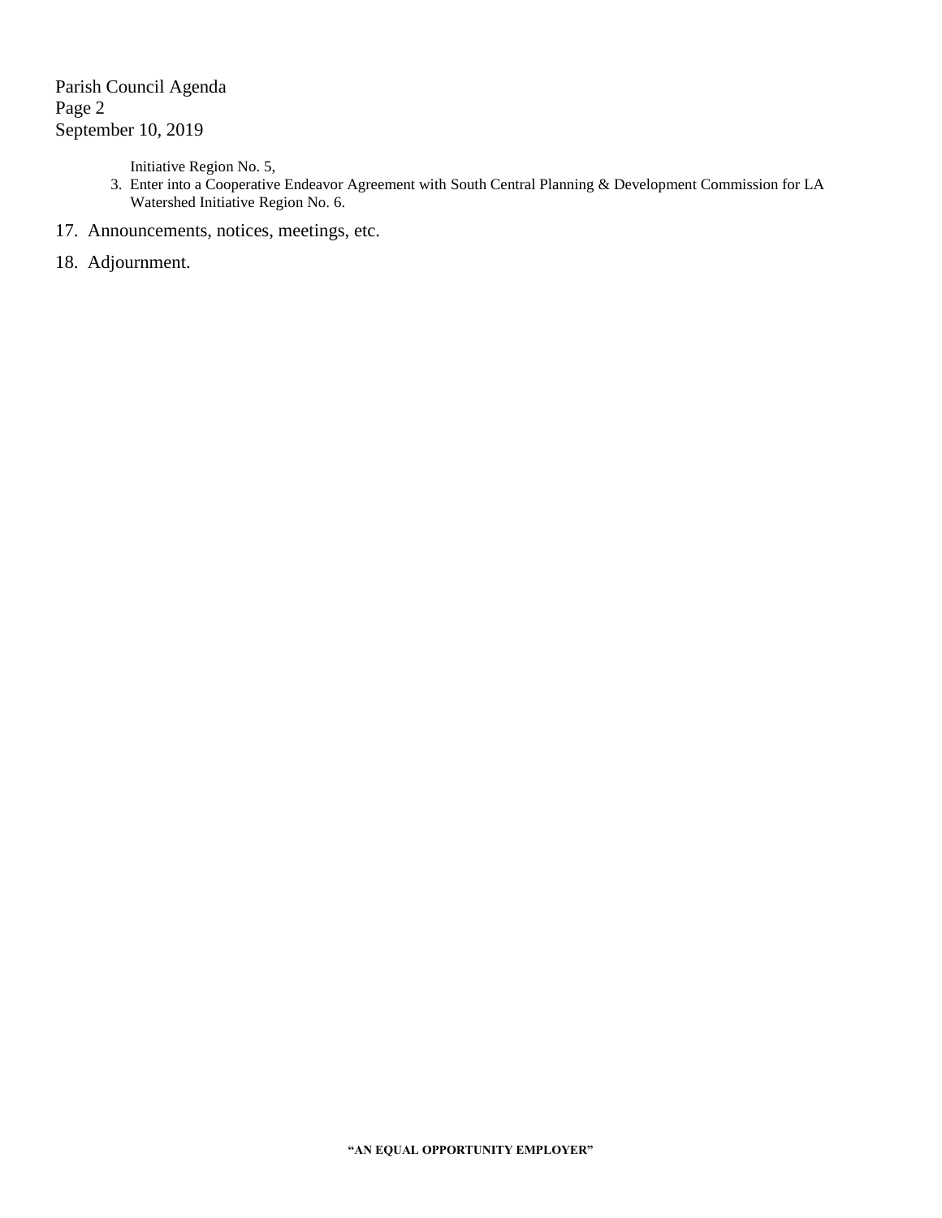Initiative Region No. 5,

3. Enter into a Cooperative Endeavor Agreement with South Central Planning & Development Commission for LA Watershed Initiative Region No. 6.

17. Announcements, notices, meetings, etc.

18. Adjournment.

**"AN EQUAL OPPORTUNITY EMPLOYER"**